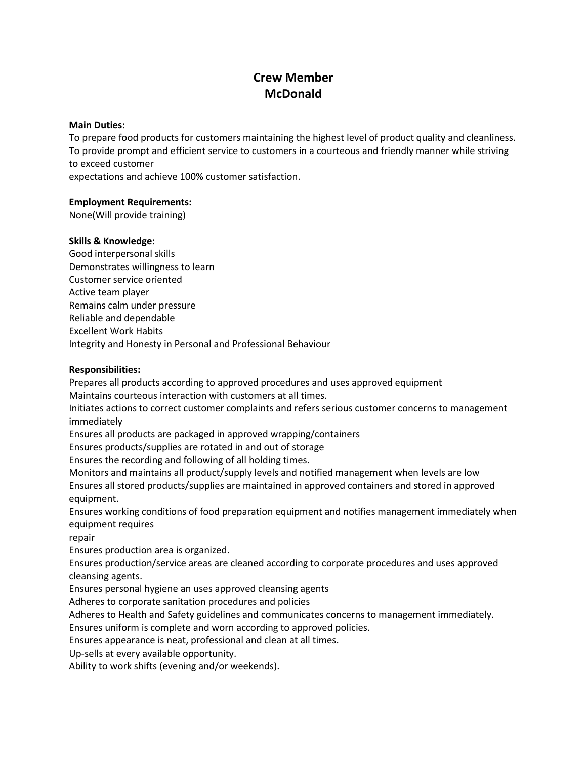# Crew Member
# McDonald

**Main Duties:**

To prepare food products for customers maintaining the highest level of product quality and cleanliness. To provide prompt and efficient service to customers in a courteous and friendly manner while striving to exceed customer expectations and achieve 100% customer satisfaction.

**Employment Requirements:**

None(Will provide training)

**Skills & Knowledge:**

Good interpersonal skills
Demonstrates willingness to learn
Customer service oriented
Active team player
Remains calm under pressure
Reliable and dependable
Excellent Work Habits
Integrity and Honesty in Personal and Professional Behaviour

**Responsibilities:**

Prepares all products according to approved procedures and uses approved equipment
Maintains courteous interaction with customers at all times.
Initiates actions to correct customer complaints and refers serious customer concerns to management immediately
Ensures all products are packaged in approved wrapping/containers
Ensures products/supplies are rotated in and out of storage
Ensures the recording and following of all holding times.
Monitors and maintains all product/supply levels and notified management when levels are low
Ensures all stored products/supplies are maintained in approved containers and stored in approved equipment.
Ensures working conditions of food preparation equipment and notifies management immediately when equipment requires repair
Ensures production area is organized.
Ensures production/service areas are cleaned according to corporate procedures and uses approved cleansing agents.
Ensures personal hygiene an uses approved cleansing agents
Adheres to corporate sanitation procedures and policies
Adheres to Health and Safety guidelines and communicates concerns to management immediately.
Ensures uniform is complete and worn according to approved policies.
Ensures appearance is neat, professional and clean at all times.
Up-sells at every available opportunity.
Ability to work shifts (evening and/or weekends).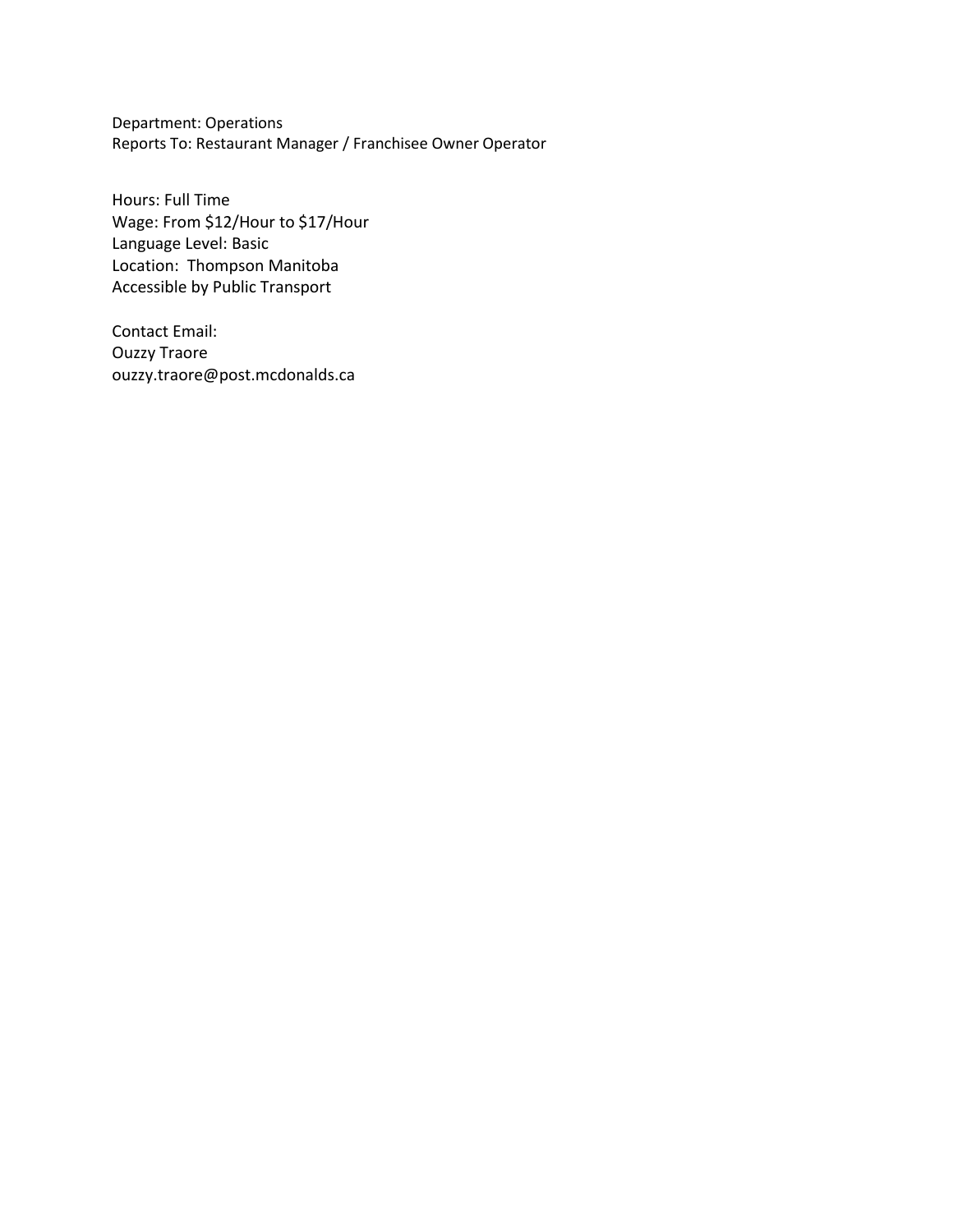Department: Operations
Reports To: Restaurant Manager / Franchisee Owner Operator

Hours: Full Time
Wage: From $12/Hour to $17/Hour
Language Level: Basic
Location: Thompson Manitoba
Accessible by Public Transport

Contact Email:
Ouzzy Traore
ouzzy.traore@post.mcdonalds.ca